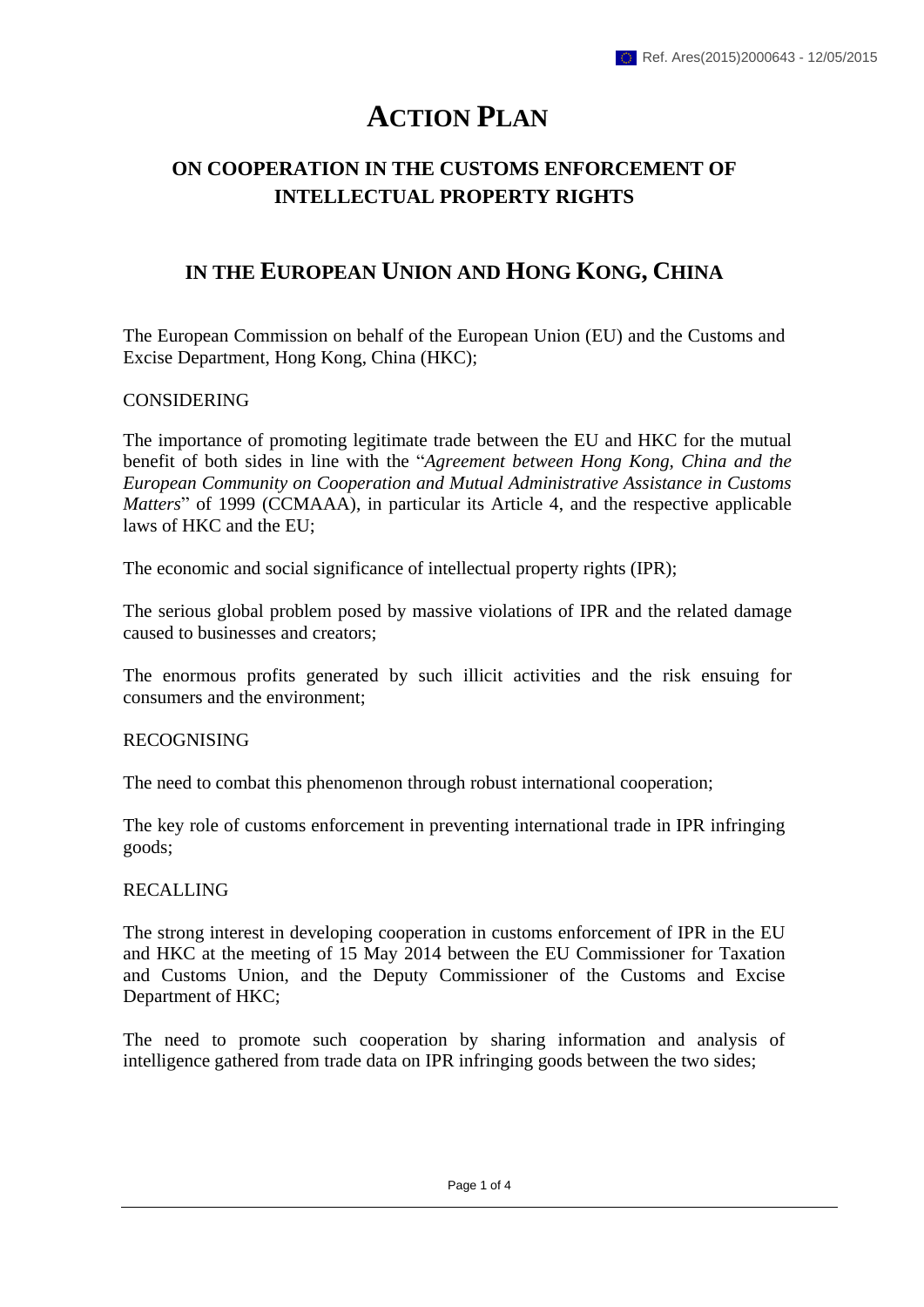Ref. Ares(2015)2000643 - 12/05/2015

# ACTION PLAN

## ON COOPERATION IN THE CUSTOMS ENFORCEMENT OF INTELLECTUAL PROPERTY RIGHTS

## IN THE EUROPEAN UNION AND HONG KONG, CHINA

The European Commission on behalf of the European Union (EU) and the Customs and Excise Department, Hong Kong, China (HKC);

CONSIDERING

The importance of promoting legitimate trade between the EU and HKC for the mutual benefit of both sides in line with the "*Agreement between Hong Kong, China and the European Community on Cooperation and Mutual Administrative Assistance in Customs Matters*" of 1999 (CCMAAA), in particular its Article 4, and the respective applicable laws of HKC and the EU;

The economic and social significance of intellectual property rights (IPR);

The serious global problem posed by massive violations of IPR and the related damage caused to businesses and creators;

The enormous profits generated by such illicit activities and the risk ensuing for consumers and the environment;

RECOGNISING

The need to combat this phenomenon through robust international cooperation;

The key role of customs enforcement in preventing international trade in IPR infringing goods;

RECALLING

The strong interest in developing cooperation in customs enforcement of IPR in the EU and HKC at the meeting of 15 May 2014 between the EU Commissioner for Taxation and Customs Union, and the Deputy Commissioner of the Customs and Excise Department of HKC;

The need to promote such cooperation by sharing information and analysis of intelligence gathered from trade data on IPR infringing goods between the two sides;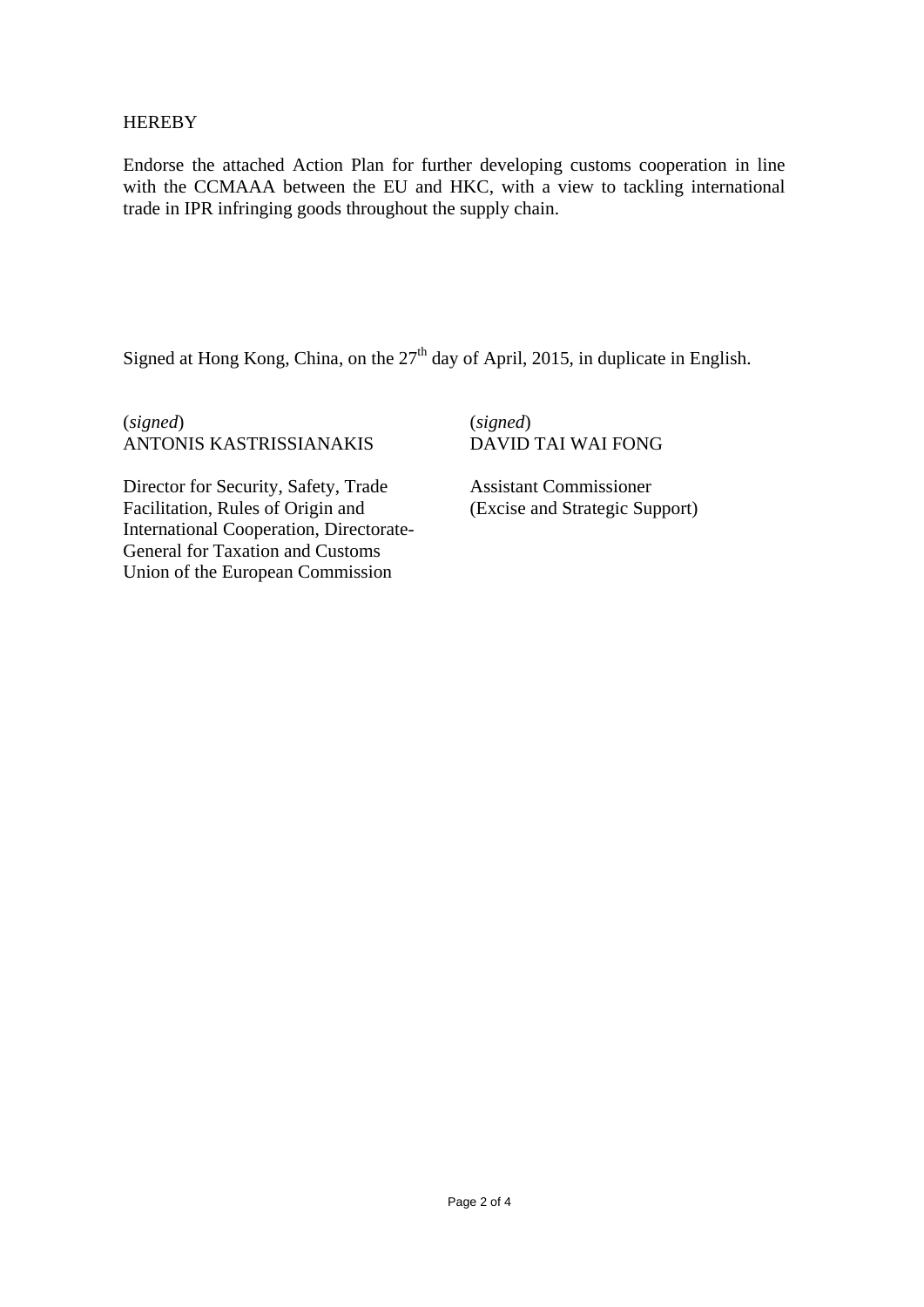HEREBY

Endorse the attached Action Plan for further developing customs cooperation in line with the CCMAAA between the EU and HKC, with a view to tackling international trade in IPR infringing goods throughout the supply chain.

Signed at Hong Kong, China, on the 27th day of April, 2015, in duplicate in English.

| | |
|---|---|
| (*signed*)<br>ANTONIS KASTRISSIANAKIS | (*signed*)<br>DAVID TAI WAI FONG |
| Director for Security, Safety, Trade Facilitation, Rules of Origin and International Cooperation, Directorate-General for Taxation and Customs Union of the European Commission | Assistant Commissioner (Excise and Strategic Support) |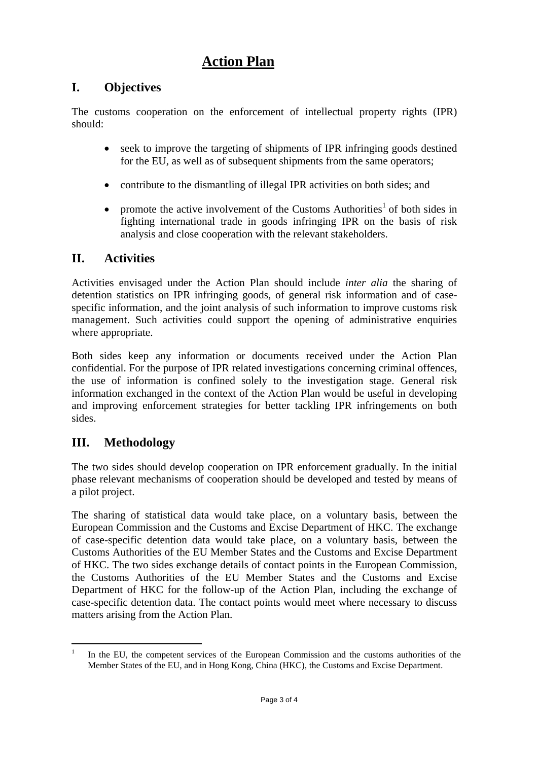# Action Plan

## I. Objectives

The customs cooperation on the enforcement of intellectual property rights (IPR) should:

- seek to improve the targeting of shipments of IPR infringing goods destined for the EU, as well as of subsequent shipments from the same operators;
- contribute to the dismantling of illegal IPR activities on both sides; and
- promote the active involvement of the Customs Authorities[1] of both sides in fighting international trade in goods infringing IPR on the basis of risk analysis and close cooperation with the relevant stakeholders.

## II. Activities

Activities envisaged under the Action Plan should include *inter alia* the sharing of detention statistics on IPR infringing goods, of general risk information and of case-specific information, and the joint analysis of such information to improve customs risk management. Such activities could support the opening of administrative enquiries where appropriate.

Both sides keep any information or documents received under the Action Plan confidential. For the purpose of IPR related investigations concerning criminal offences, the use of information is confined solely to the investigation stage. General risk information exchanged in the context of the Action Plan would be useful in developing and improving enforcement strategies for better tackling IPR infringements on both sides.

## III. Methodology

The two sides should develop cooperation on IPR enforcement gradually. In the initial phase relevant mechanisms of cooperation should be developed and tested by means of a pilot project.

The sharing of statistical data would take place, on a voluntary basis, between the European Commission and the Customs and Excise Department of HKC. The exchange of case-specific detention data would take place, on a voluntary basis, between the Customs Authorities of the EU Member States and the Customs and Excise Department of HKC. The two sides exchange details of contact points in the European Commission, the Customs Authorities of the EU Member States and the Customs and Excise Department of HKC for the follow-up of the Action Plan, including the exchange of case-specific detention data. The contact points would meet where necessary to discuss matters arising from the Action Plan.

---

[1] In the EU, the competent services of the European Commission and the customs authorities of the Member States of the EU, and in Hong Kong, China (HKC), the Customs and Excise Department.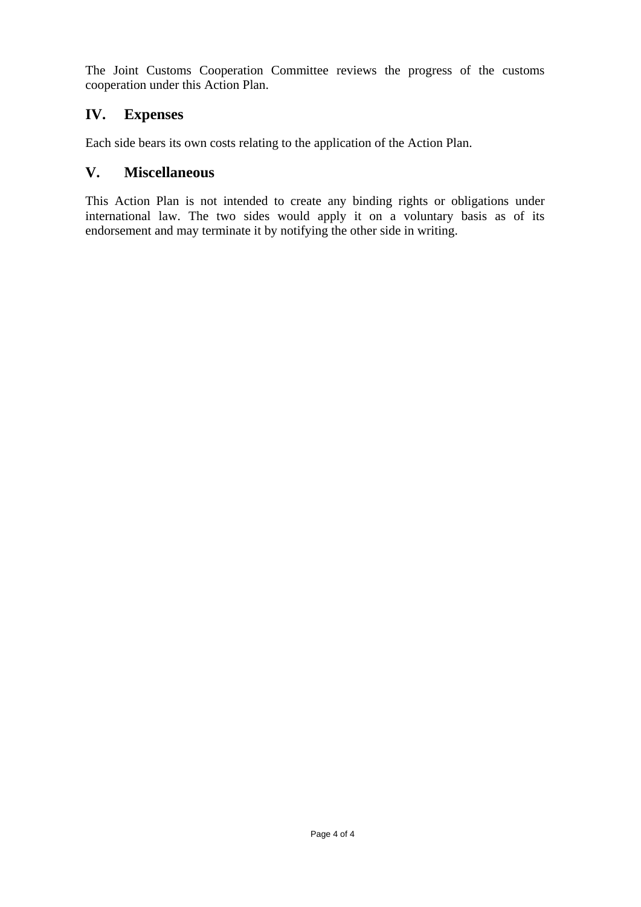The Joint Customs Cooperation Committee reviews the progress of the customs cooperation under this Action Plan.

## IV. Expenses

Each side bears its own costs relating to the application of the Action Plan.

## V. Miscellaneous

This Action Plan is not intended to create any binding rights or obligations under international law. The two sides would apply it on a voluntary basis as of its endorsement and may terminate it by notifying the other side in writing.